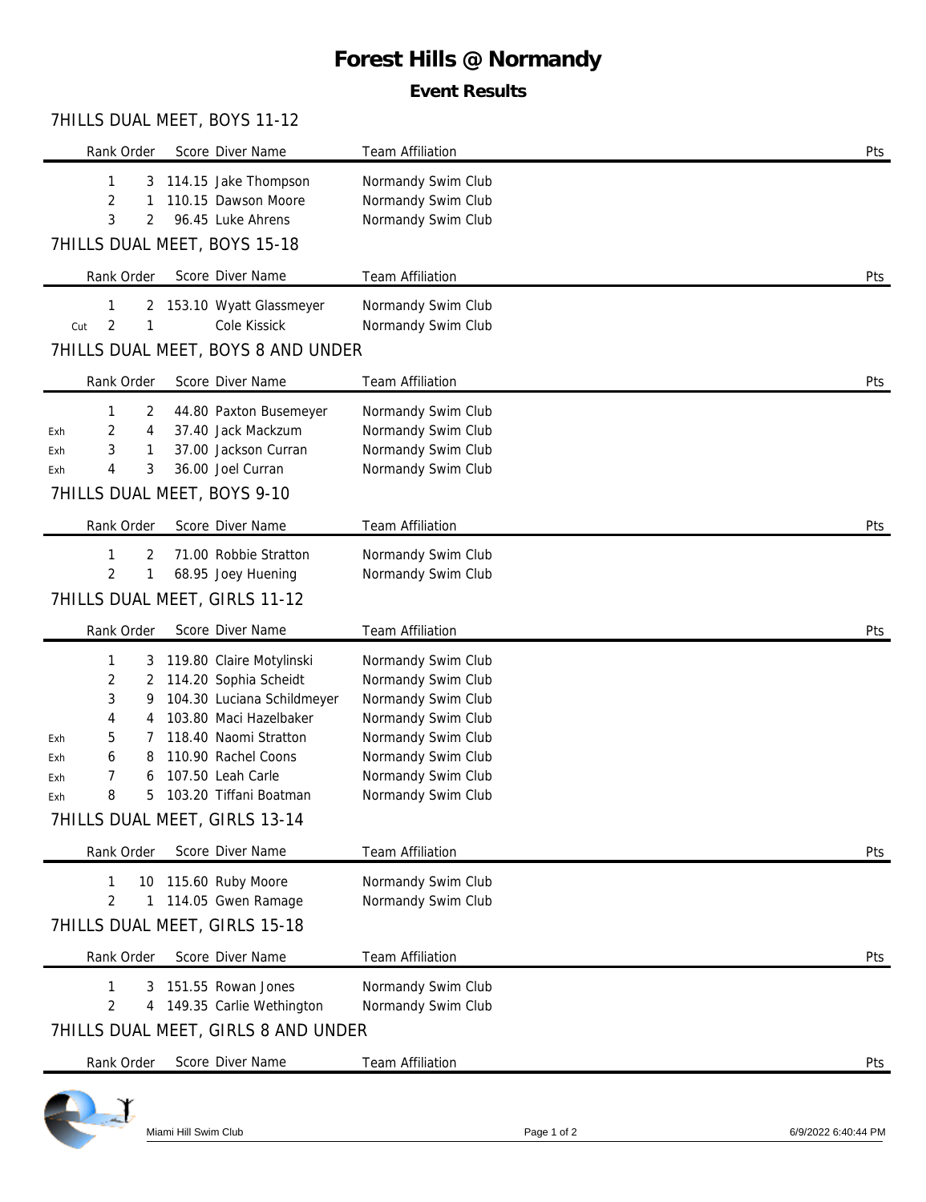# Forest Hills @ Normandy

## Event Results

### 7HILLS DUAL MEET, BOYS 11-12

| | Rank | Order | Score | Diver Name | Team Affiliation | Pts |
|---|---|---|---|---|---|---|
| | 1 | 3 | 114.15 | Jake Thompson | Normandy Swim Club | |
| | 2 | 1 | 110.15 | Dawson Moore | Normandy Swim Club | |
| | 3 | 2 | 96.45 | Luke Ahrens | Normandy Swim Club | |

### 7HILLS DUAL MEET, BOYS 15-18

| | Rank | Order | Score | Diver Name | Team Affiliation | Pts |
|---|---|---|---|---|---|---|
| | 1 | 2 | 153.10 | Wyatt Glassmeyer | Normandy Swim Club | |
| Cut | 2 | 1 | | Cole Kissick | Normandy Swim Club | |

### 7HILLS DUAL MEET, BOYS 8 AND UNDER

| | Rank | Order | Score | Diver Name | Team Affiliation | Pts |
|---|---|---|---|---|---|---|
| | 1 | 2 | 44.80 | Paxton Busemeyer | Normandy Swim Club | |
| Exh | 2 | 4 | 37.40 | Jack Mackzum | Normandy Swim Club | |
| Exh | 3 | 1 | 37.00 | Jackson Curran | Normandy Swim Club | |
| Exh | 4 | 3 | 36.00 | Joel Curran | Normandy Swim Club | |

### 7HILLS DUAL MEET, BOYS 9-10

| | Rank | Order | Score | Diver Name | Team Affiliation | Pts |
|---|---|---|---|---|---|---|
| | 1 | 2 | 71.00 | Robbie Stratton | Normandy Swim Club | |
| | 2 | 1 | 68.95 | Joey Huening | Normandy Swim Club | |

### 7HILLS DUAL MEET, GIRLS 11-12

| | Rank | Order | Score | Diver Name | Team Affiliation | Pts |
|---|---|---|---|---|---|---|
| | 1 | 3 | 119.80 | Claire Motylinski | Normandy Swim Club | |
| | 2 | 2 | 114.20 | Sophia Scheidt | Normandy Swim Club | |
| | 3 | 9 | 104.30 | Luciana Schildmeyer | Normandy Swim Club | |
| | 4 | 4 | 103.80 | Maci Hazelbaker | Normandy Swim Club | |
| Exh | 5 | 7 | 118.40 | Naomi Stratton | Normandy Swim Club | |
| Exh | 6 | 8 | 110.90 | Rachel Coons | Normandy Swim Club | |
| Exh | 7 | 6 | 107.50 | Leah Carle | Normandy Swim Club | |
| Exh | 8 | 5 | 103.20 | Tiffani Boatman | Normandy Swim Club | |

### 7HILLS DUAL MEET, GIRLS 13-14

| | Rank | Order | Score | Diver Name | Team Affiliation | Pts |
|---|---|---|---|---|---|---|
| | 1 | 10 | 115.60 | Ruby Moore | Normandy Swim Club | |
| | 2 | 1 | 114.05 | Gwen Ramage | Normandy Swim Club | |

### 7HILLS DUAL MEET, GIRLS 15-18

| | Rank | Order | Score | Diver Name | Team Affiliation | Pts |
|---|---|---|---|---|---|---|
| | 1 | 3 | 151.55 | Rowan Jones | Normandy Swim Club | |
| | 2 | 4 | 149.35 | Carlie Wethington | Normandy Swim Club | |

### 7HILLS DUAL MEET, GIRLS 8 AND UNDER

| | Rank | Order | Score | Diver Name | Team Affiliation | Pts |
|---|---|---|---|---|---|---|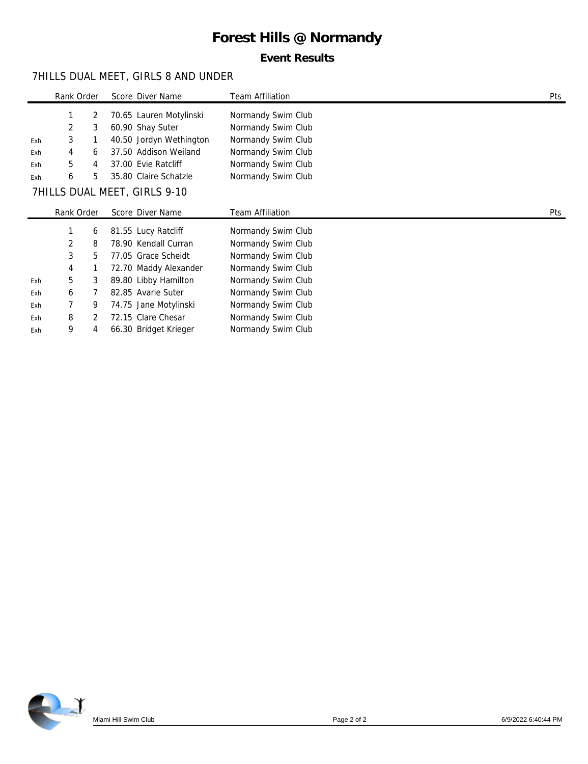# Forest Hills @ Normandy

**Event Results**

## 7HILLS DUAL MEET, GIRLS 8 AND UNDER

| | Rank | Order | Score | Diver Name | Team Affiliation | Pts |
|---|---|---|---|---|---|---|
| | 1 | 2 | 70.65 | Lauren Motylinski | Normandy Swim Club | |
| | 2 | 3 | 60.90 | Shay Suter | Normandy Swim Club | |
| Exh | 3 | 1 | 40.50 | Jordyn Wethington | Normandy Swim Club | |
| Exh | 4 | 6 | 37.50 | Addison Weiland | Normandy Swim Club | |
| Exh | 5 | 4 | 37.00 | Evie Ratcliff | Normandy Swim Club | |
| Exh | 6 | 5 | 35.80 | Claire Schatzle | Normandy Swim Club | |

## 7HILLS DUAL MEET, GIRLS 9-10

| | Rank | Order | Score | Diver Name | Team Affiliation | Pts |
|---|---|---|---|---|---|---|
| | 1 | 6 | 81.55 | Lucy Ratcliff | Normandy Swim Club | |
| | 2 | 8 | 78.90 | Kendall Curran | Normandy Swim Club | |
| | 3 | 5 | 77.05 | Grace Scheidt | Normandy Swim Club | |
| | 4 | 1 | 72.70 | Maddy Alexander | Normandy Swim Club | |
| Exh | 5 | 3 | 89.80 | Libby Hamilton | Normandy Swim Club | |
| Exh | 6 | 7 | 82.85 | Avarie Suter | Normandy Swim Club | |
| Exh | 7 | 9 | 74.75 | Jane Motylinski | Normandy Swim Club | |
| Exh | 8 | 2 | 72.15 | Clare Chesar | Normandy Swim Club | |
| Exh | 9 | 4 | 66.30 | Bridget Krieger | Normandy Swim Club | |

Miami Hill Swim Club    6/9/2022 6:40:44 PM